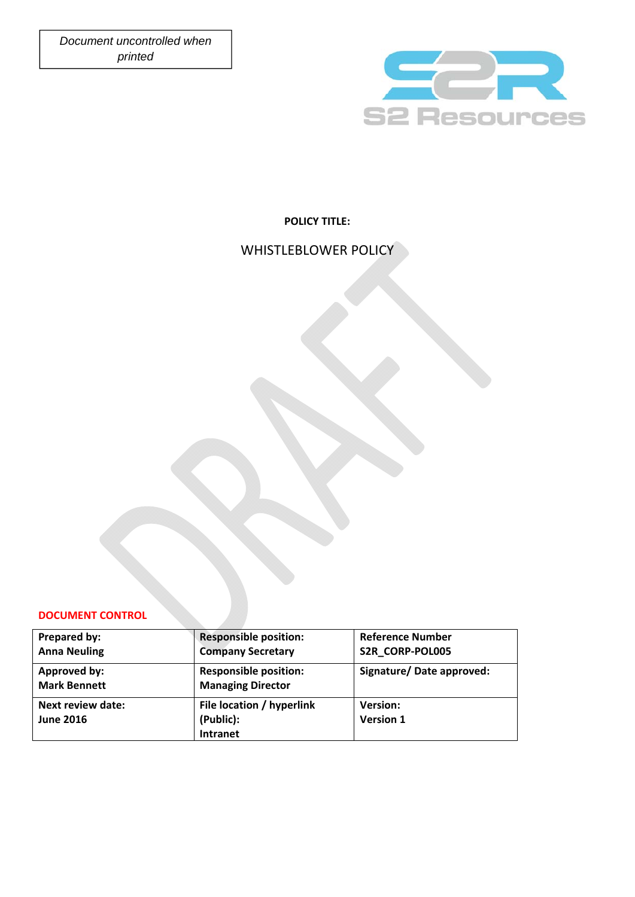*Document uncontrolled when printed*

S2 Resources

**POLICY TITLE:**

WHISTLEBLOWER POLICY

DRAFT

**DOCUMENT CONTROL**

| **Prepared by:**<br>**Anna Neuling** | **Responsible position:**<br>**Company Secretary** | **Reference Number**<br>**S2R_CORP-POL005** |
|---|---|---|
| **Approved by:**<br>**Mark Bennett** | **Responsible position:**<br>**Managing Director** | **Signature/ Date approved:** |
| **Next review date:**<br>**June 2016** | **File location / hyperlink (Public):**<br>**Intranet** | **Version:**<br>**Version 1** |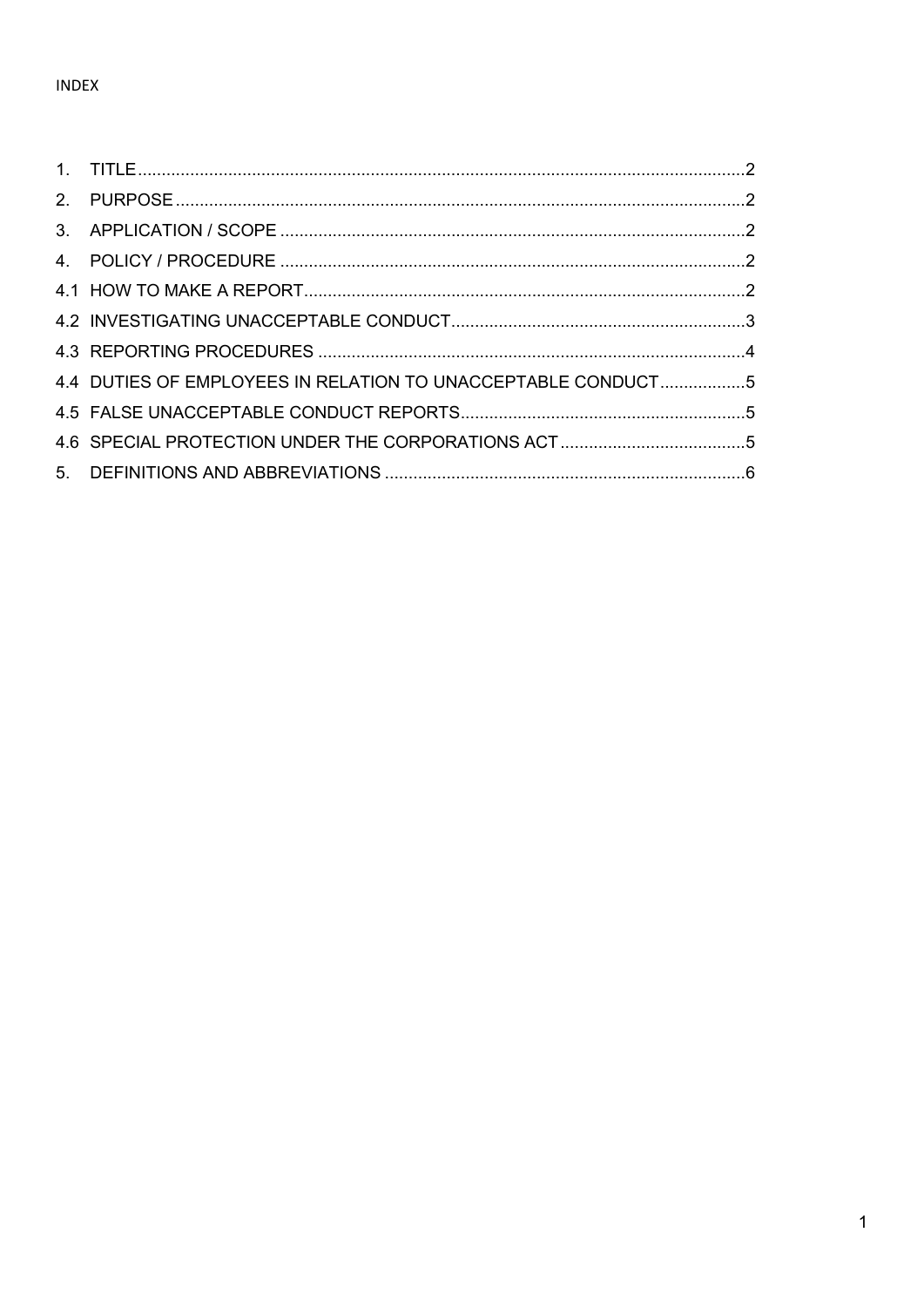INDEX

1. TITLE ........ 2
2. PURPOSE ........ 2
3. APPLICATION / SCOPE ........ 2
4. POLICY / PROCEDURE ........ 2

4.1 HOW TO MAKE A REPORT ........ 2
4.2 INVESTIGATING UNACCEPTABLE CONDUCT ........ 3
4.3 REPORTING PROCEDURES ........ 4
4.4 DUTIES OF EMPLOYEES IN RELATION TO UNACCEPTABLE CONDUCT ........ 5
4.5 FALSE UNACCEPTABLE CONDUCT REPORTS ........ 5
4.6 SPECIAL PROTECTION UNDER THE CORPORATIONS ACT ........ 5

5. DEFINITIONS AND ABBREVIATIONS ........ 6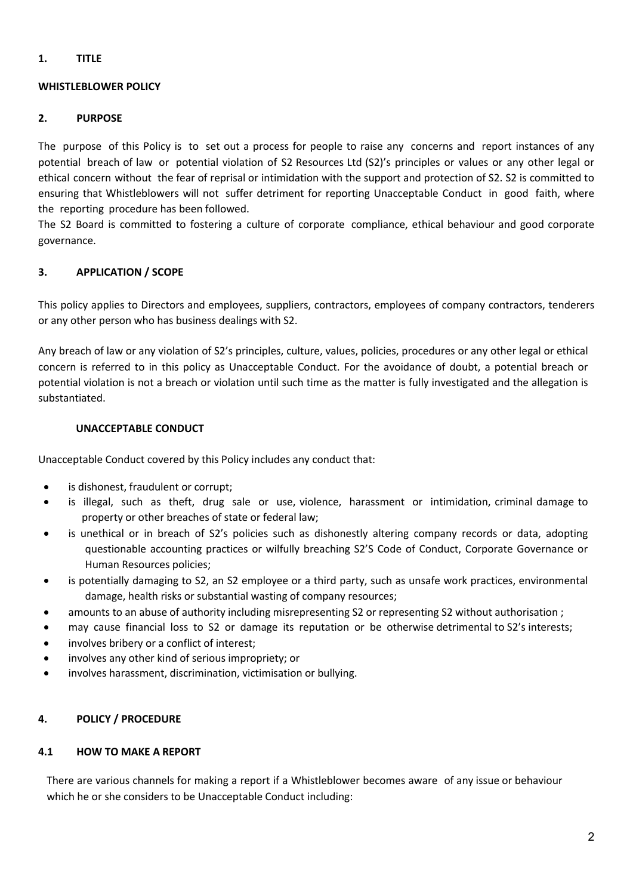## 1. TITLE

**WHISTLEBLOWER POLICY**

## 2. PURPOSE

The purpose of this Policy is to set out a process for people to raise any concerns and report instances of any potential breach of law or potential violation of S2 Resources Ltd (S2)'s principles or values or any other legal or ethical concern without the fear of reprisal or intimidation with the support and protection of S2. S2 is committed to ensuring that Whistleblowers will not suffer detriment for reporting Unacceptable Conduct in good faith, where the reporting procedure has been followed.

The S2 Board is committed to fostering a culture of corporate compliance, ethical behaviour and good corporate governance.

## 3. APPLICATION / SCOPE

This policy applies to Directors and employees, suppliers, contractors, employees of company contractors, tenderers or any other person who has business dealings with S2.

Any breach of law or any violation of S2's principles, culture, values, policies, procedures or any other legal or ethical concern is referred to in this policy as Unacceptable Conduct. For the avoidance of doubt, a potential breach or potential violation is not a breach or violation until such time as the matter is fully investigated and the allegation is substantiated.

### UNACCEPTABLE CONDUCT

Unacceptable Conduct covered by this Policy includes any conduct that:

- is dishonest, fraudulent or corrupt;
- is illegal, such as theft, drug sale or use, violence, harassment or intimidation, criminal damage to property or other breaches of state or federal law;
- is unethical or in breach of S2's policies such as dishonestly altering company records or data, adopting questionable accounting practices or wilfully breaching S2'S Code of Conduct, Corporate Governance or Human Resources policies;
- is potentially damaging to S2, an S2 employee or a third party, such as unsafe work practices, environmental damage, health risks or substantial wasting of company resources;
- amounts to an abuse of authority including misrepresenting S2 or representing S2 without authorisation ;
- may cause financial loss to S2 or damage its reputation or be otherwise detrimental to S2's interests;
- involves bribery or a conflict of interest;
- involves any other kind of serious impropriety; or
- involves harassment, discrimination, victimisation or bullying.

## 4. POLICY / PROCEDURE

### 4.1 HOW TO MAKE A REPORT

There are various channels for making a report if a Whistleblower becomes aware of any issue or behaviour which he or she considers to be Unacceptable Conduct including: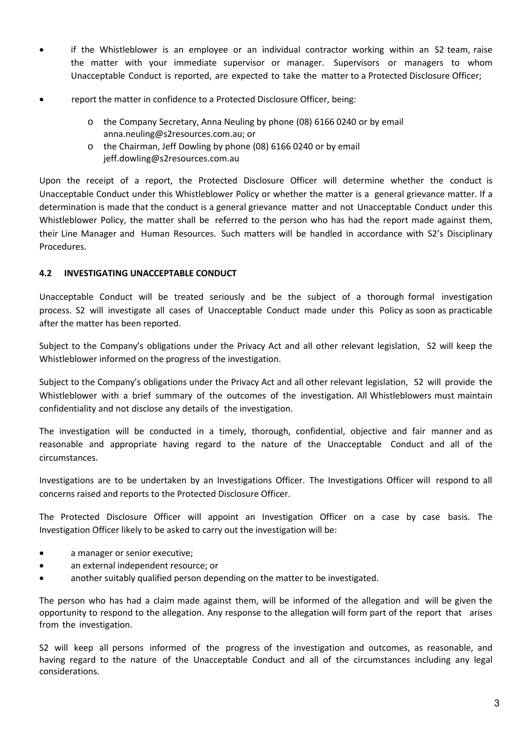- if the Whistleblower is an employee or an individual contractor working within an S2 team, raise the matter with your immediate supervisor or manager. Supervisors or managers to whom Unacceptable Conduct is reported, are expected to take the matter to a Protected Disclosure Officer;
- report the matter in confidence to a Protected Disclosure Officer, being:
  - the Company Secretary, Anna Neuling by phone (08) 6166 0240 or by email anna.neuling@s2resources.com.au; or
  - the Chairman, Jeff Dowling by phone (08) 6166 0240 or by email jeff.dowling@s2resources.com.au

Upon the receipt of a report, the Protected Disclosure Officer will determine whether the conduct is Unacceptable Conduct under this Whistleblower Policy or whether the matter is a general grievance matter. If a determination is made that the conduct is a general grievance matter and not Unacceptable Conduct under this Whistleblower Policy, the matter shall be referred to the person who has had the report made against them, their Line Manager and Human Resources. Such matters will be handled in accordance with S2's Disciplinary Procedures.

### 4.2 INVESTIGATING UNACCEPTABLE CONDUCT

Unacceptable Conduct will be treated seriously and be the subject of a thorough formal investigation process. S2 will investigate all cases of Unacceptable Conduct made under this Policy as soon as practicable after the matter has been reported.

Subject to the Company's obligations under the Privacy Act and all other relevant legislation, S2 will keep the Whistleblower informed on the progress of the investigation.

Subject to the Company's obligations under the Privacy Act and all other relevant legislation, S2 will provide the Whistleblower with a brief summary of the outcomes of the investigation. All Whistleblowers must maintain confidentiality and not disclose any details of the investigation.

The investigation will be conducted in a timely, thorough, confidential, objective and fair manner and as reasonable and appropriate having regard to the nature of the Unacceptable Conduct and all of the circumstances.

Investigations are to be undertaken by an Investigations Officer. The Investigations Officer will respond to all concerns raised and reports to the Protected Disclosure Officer.

The Protected Disclosure Officer will appoint an Investigation Officer on a case by case basis. The Investigation Officer likely to be asked to carry out the investigation will be:

- a manager or senior executive;
- an external independent resource; or
- another suitably qualified person depending on the matter to be investigated.

The person who has had a claim made against them, will be informed of the allegation and will be given the opportunity to respond to the allegation. Any response to the allegation will form part of the report that arises from the investigation.

S2 will keep all persons informed of the progress of the investigation and outcomes, as reasonable, and having regard to the nature of the Unacceptable Conduct and all of the circumstances including any legal considerations.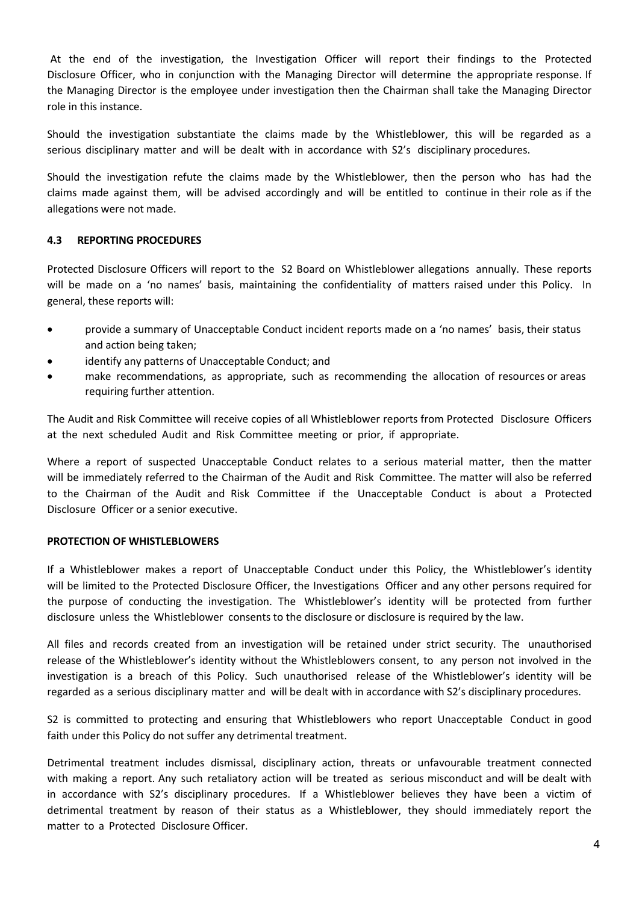At the end of the investigation, the Investigation Officer will report their findings to the Protected Disclosure Officer, who in conjunction with the Managing Director will determine the appropriate response. If the Managing Director is the employee under investigation then the Chairman shall take the Managing Director role in this instance.

Should the investigation substantiate the claims made by the Whistleblower, this will be regarded as a serious disciplinary matter and will be dealt with in accordance with S2's disciplinary procedures.

Should the investigation refute the claims made by the Whistleblower, then the person who has had the claims made against them, will be advised accordingly and will be entitled to continue in their role as if the allegations were not made.

### 4.3 REPORTING PROCEDURES

Protected Disclosure Officers will report to the S2 Board on Whistleblower allegations annually. These reports will be made on a 'no names' basis, maintaining the confidentiality of matters raised under this Policy. In general, these reports will:

- provide a summary of Unacceptable Conduct incident reports made on a 'no names' basis, their status and action being taken;
- identify any patterns of Unacceptable Conduct; and
- make recommendations, as appropriate, such as recommending the allocation of resources or areas requiring further attention.

The Audit and Risk Committee will receive copies of all Whistleblower reports from Protected Disclosure Officers at the next scheduled Audit and Risk Committee meeting or prior, if appropriate.

Where a report of suspected Unacceptable Conduct relates to a serious material matter, then the matter will be immediately referred to the Chairman of the Audit and Risk Committee. The matter will also be referred to the Chairman of the Audit and Risk Committee if the Unacceptable Conduct is about a Protected Disclosure Officer or a senior executive.

### PROTECTION OF WHISTLEBLOWERS

If a Whistleblower makes a report of Unacceptable Conduct under this Policy, the Whistleblower's identity will be limited to the Protected Disclosure Officer, the Investigations Officer and any other persons required for the purpose of conducting the investigation. The Whistleblower's identity will be protected from further disclosure unless the Whistleblower consents to the disclosure or disclosure is required by the law.

All files and records created from an investigation will be retained under strict security. The unauthorised release of the Whistleblower's identity without the Whistleblowers consent, to any person not involved in the investigation is a breach of this Policy. Such unauthorised release of the Whistleblower's identity will be regarded as a serious disciplinary matter and will be dealt with in accordance with S2's disciplinary procedures.

S2 is committed to protecting and ensuring that Whistleblowers who report Unacceptable Conduct in good faith under this Policy do not suffer any detrimental treatment.

Detrimental treatment includes dismissal, disciplinary action, threats or unfavourable treatment connected with making a report. Any such retaliatory action will be treated as serious misconduct and will be dealt with in accordance with S2's disciplinary procedures. If a Whistleblower believes they have been a victim of detrimental treatment by reason of their status as a Whistleblower, they should immediately report the matter to a Protected Disclosure Officer.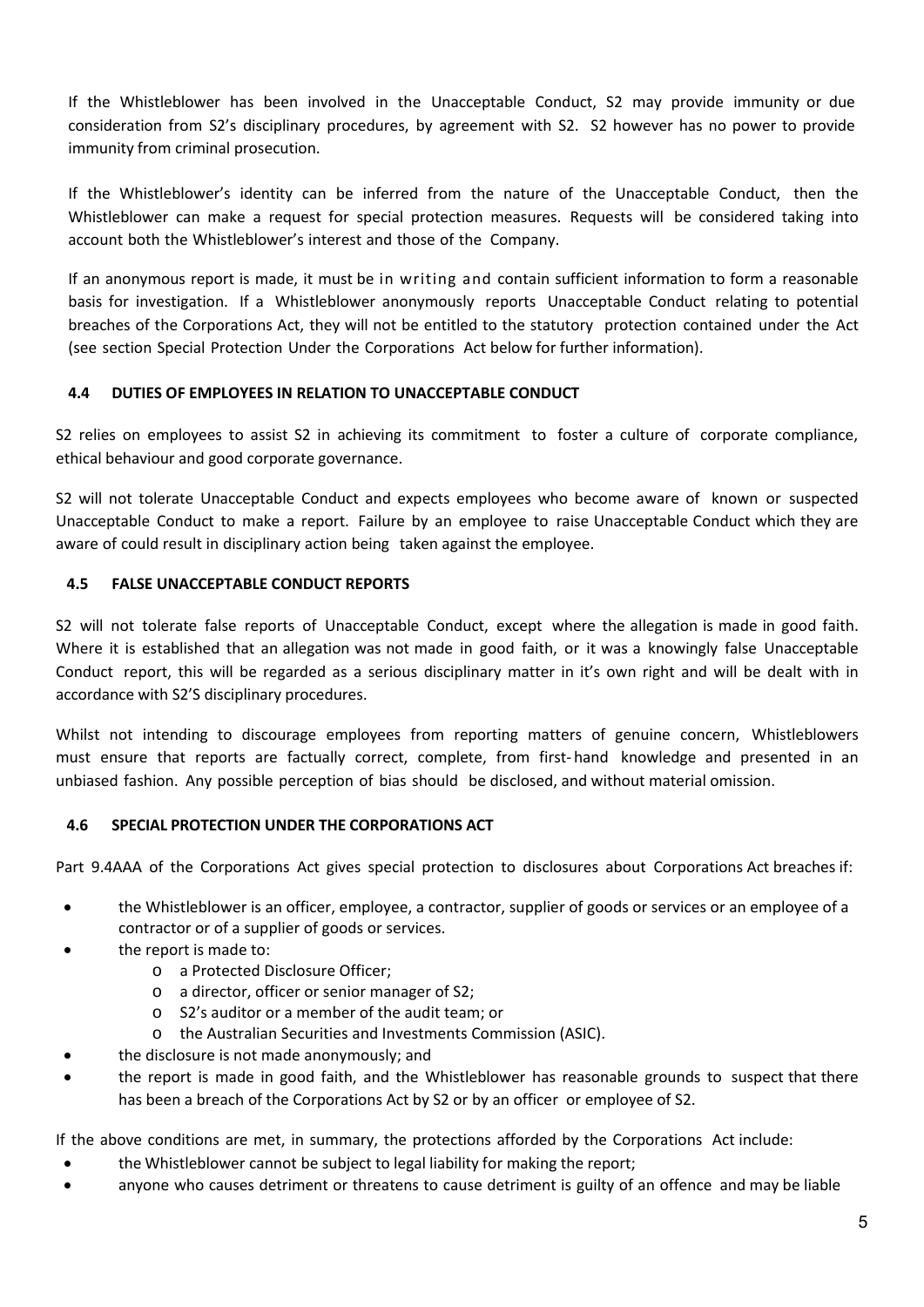If the Whistleblower has been involved in the Unacceptable Conduct, S2 may provide immunity or due consideration from S2's disciplinary procedures, by agreement with S2. S2 however has no power to provide immunity from criminal prosecution.

If the Whistleblower's identity can be inferred from the nature of the Unacceptable Conduct, then the Whistleblower can make a request for special protection measures. Requests will be considered taking into account both the Whistleblower's interest and those of the Company.

If an anonymous report is made, it must be in writing and contain sufficient information to form a reasonable basis for investigation. If a Whistleblower anonymously reports Unacceptable Conduct relating to potential breaches of the Corporations Act, they will not be entitled to the statutory protection contained under the Act (see section Special Protection Under the Corporations Act below for further information).

### 4.4 DUTIES OF EMPLOYEES IN RELATION TO UNACCEPTABLE CONDUCT

S2 relies on employees to assist S2 in achieving its commitment to foster a culture of corporate compliance, ethical behaviour and good corporate governance.

S2 will not tolerate Unacceptable Conduct and expects employees who become aware of known or suspected Unacceptable Conduct to make a report. Failure by an employee to raise Unacceptable Conduct which they are aware of could result in disciplinary action being taken against the employee.

### 4.5 FALSE UNACCEPTABLE CONDUCT REPORTS

S2 will not tolerate false reports of Unacceptable Conduct, except where the allegation is made in good faith. Where it is established that an allegation was not made in good faith, or it was a knowingly false Unacceptable Conduct report, this will be regarded as a serious disciplinary matter in it's own right and will be dealt with in accordance with S2'S disciplinary procedures.

Whilst not intending to discourage employees from reporting matters of genuine concern, Whistleblowers must ensure that reports are factually correct, complete, from first-hand knowledge and presented in an unbiased fashion. Any possible perception of bias should be disclosed, and without material omission.

### 4.6 SPECIAL PROTECTION UNDER THE CORPORATIONS ACT

Part 9.4AAA of the Corporations Act gives special protection to disclosures about Corporations Act breaches if:

- the Whistleblower is an officer, employee, a contractor, supplier of goods or services or an employee of a contractor or of a supplier of goods or services.
- the report is made to:
  - a Protected Disclosure Officer;
  - a director, officer or senior manager of S2;
  - S2's auditor or a member of the audit team; or
  - the Australian Securities and Investments Commission (ASIC).
- the disclosure is not made anonymously; and
- the report is made in good faith, and the Whistleblower has reasonable grounds to suspect that there has been a breach of the Corporations Act by S2 or by an officer or employee of S2.

If the above conditions are met, in summary, the protections afforded by the Corporations Act include:

- the Whistleblower cannot be subject to legal liability for making the report;
- anyone who causes detriment or threatens to cause detriment is guilty of an offence and may be liable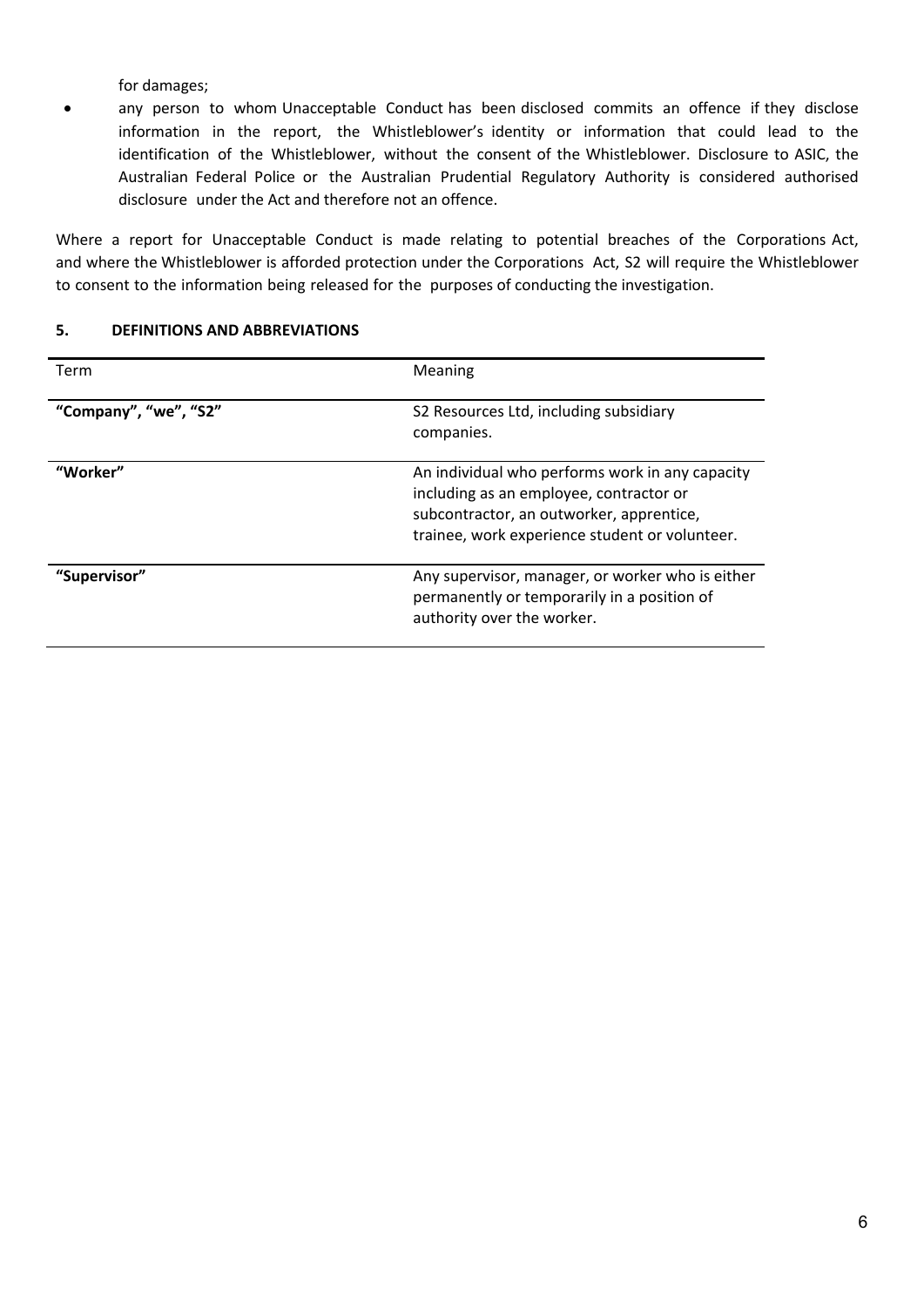for damages;

- any person to whom Unacceptable Conduct has been disclosed commits an offence if they disclose information in the report, the Whistleblower's identity or information that could lead to the identification of the Whistleblower, without the consent of the Whistleblower. Disclosure to ASIC, the Australian Federal Police or the Australian Prudential Regulatory Authority is considered authorised disclosure under the Act and therefore not an offence.

Where a report for Unacceptable Conduct is made relating to potential breaches of the Corporations Act, and where the Whistleblower is afforded protection under the Corporations Act, S2 will require the Whistleblower to consent to the information being released for the purposes of conducting the investigation.

## 5. DEFINITIONS AND ABBREVIATIONS

| Term | Meaning |
| --- | --- |
| **"Company", "we", "S2"** | S2 Resources Ltd, including subsidiary companies. |
| **"Worker"** | An individual who performs work in any capacity including as an employee, contractor or subcontractor, an outworker, apprentice, trainee, work experience student or volunteer. |
| **"Supervisor"** | Any supervisor, manager, or worker who is either permanently or temporarily in a position of authority over the worker. |